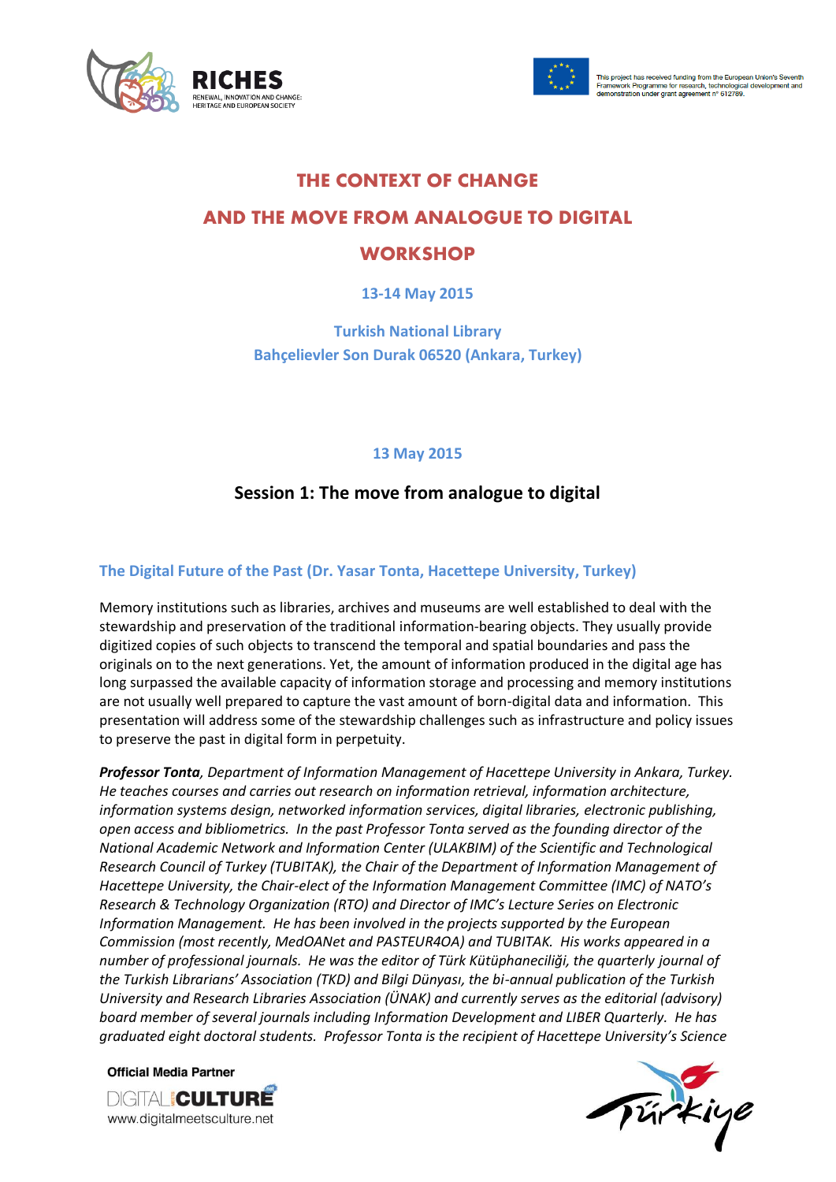# THE CONTEXT OF CHANGE

# AND THE MOVE FROM ANALOGUE TO DIGITAL

# WORKSHOP

**13-14 May 2015**

**Turkish National Library**
**Bahçelievler Son Durak 06520 (Ankara, Turkey)**

**13 May 2015**

## Session 1: The move from analogue to digital

### The Digital Future of the Past (Dr. Yasar Tonta, Hacettepe University, Turkey)

Memory institutions such as libraries, archives and museums are well established to deal with the stewardship and preservation of the traditional information-bearing objects. They usually provide digitized copies of such objects to transcend the temporal and spatial boundaries and pass the originals on to the next generations. Yet, the amount of information produced in the digital age has long surpassed the available capacity of information storage and processing and memory institutions are not usually well prepared to capture the vast amount of born-digital data and information. This presentation will address some of the stewardship challenges such as infrastructure and policy issues to preserve the past in digital form in perpetuity.

***Professor Tonta**, Department of Information Management of Hacettepe University in Ankara, Turkey. He teaches courses and carries out research on information retrieval, information architecture, information systems design, networked information services, digital libraries, electronic publishing, open access and bibliometrics. In the past Professor Tonta served as the founding director of the National Academic Network and Information Center (ULAKBIM) of the Scientific and Technological Research Council of Turkey (TUBITAK), the Chair of the Department of Information Management of Hacettepe University, the Chair-elect of the Information Management Committee (IMC) of NATO's Research & Technology Organization (RTO) and Director of IMC's Lecture Series on Electronic Information Management. He has been involved in the projects supported by the European Commission (most recently, MedOANet and PASTEUR4OA) and TUBITAK. His works appeared in a number of professional journals. He was the editor of Türk Kütüphaneciliği, the quarterly journal of the Turkish Librarians' Association (TKD) and Bilgi Dünyası, the bi-annual publication of the Turkish University and Research Libraries Association (ÜNAK) and currently serves as the editorial (advisory) board member of several journals including Information Development and LIBER Quarterly. He has graduated eight doctoral students. Professor Tonta is the recipient of Hacettepe University's Science*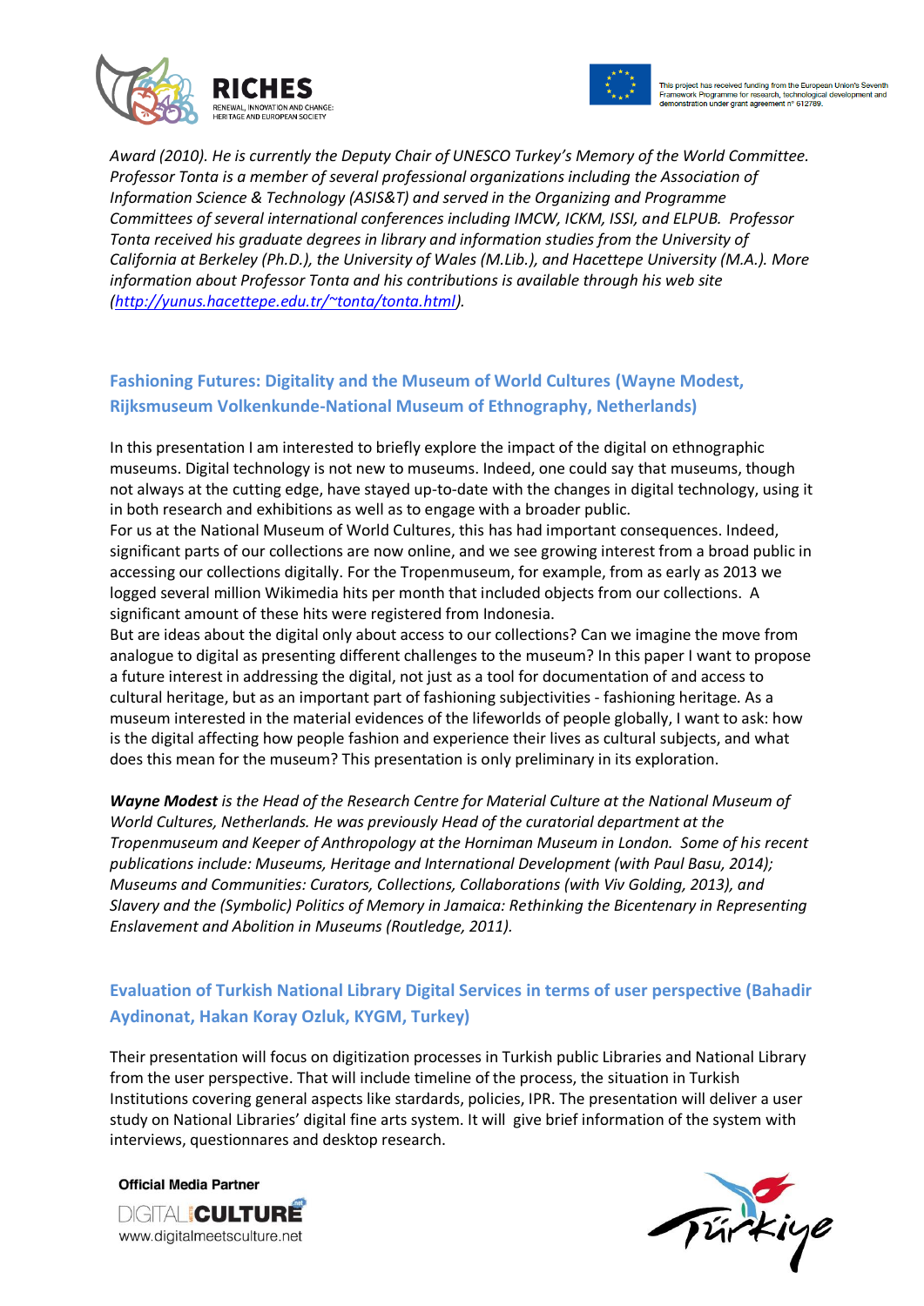*Award (2010). He is currently the Deputy Chair of UNESCO Turkey's Memory of the World Committee. Professor Tonta is a member of several professional organizations including the Association of Information Science & Technology (ASIS&T) and served in the Organizing and Programme Committees of several international conferences including IMCW, ICKM, ISSI, and ELPUB. Professor Tonta received his graduate degrees in library and information studies from the University of California at Berkeley (Ph.D.), the University of Wales (M.Lib.), and Hacettepe University (M.A.). More information about Professor Tonta and his contributions is available through his web site (http://yunus.hacettepe.edu.tr/~tonta/tonta.html).*

## Fashioning Futures: Digitality and the Museum of World Cultures (Wayne Modest, Rijksmuseum Volkenkunde-National Museum of Ethnography, Netherlands)

In this presentation I am interested to briefly explore the impact of the digital on ethnographic museums. Digital technology is not new to museums. Indeed, one could say that museums, though not always at the cutting edge, have stayed up-to-date with the changes in digital technology, using it in both research and exhibitions as well as to engage with a broader public.
For us at the National Museum of World Cultures, this has had important consequences. Indeed, significant parts of our collections are now online, and we see growing interest from a broad public in accessing our collections digitally. For the Tropenmuseum, for example, from as early as 2013 we logged several million Wikimedia hits per month that included objects from our collections. A significant amount of these hits were registered from Indonesia.
But are ideas about the digital only about access to our collections? Can we imagine the move from analogue to digital as presenting different challenges to the museum? In this paper I want to propose a future interest in addressing the digital, not just as a tool for documentation of and access to cultural heritage, but as an important part of fashioning subjectivities - fashioning heritage. As a museum interested in the material evidences of the lifeworlds of people globally, I want to ask: how is the digital affecting how people fashion and experience their lives as cultural subjects, and what does this mean for the museum? This presentation is only preliminary in its exploration.

***Wayne Modest** is the Head of the Research Centre for Material Culture at the National Museum of World Cultures, Netherlands. He was previously Head of the curatorial department at the Tropenmuseum and Keeper of Anthropology at the Horniman Museum in London. Some of his recent publications include: Museums, Heritage and International Development (with Paul Basu, 2014); Museums and Communities: Curators, Collections, Collaborations (with Viv Golding, 2013), and Slavery and the (Symbolic) Politics of Memory in Jamaica: Rethinking the Bicentenary in Representing Enslavement and Abolition in Museums (Routledge, 2011).*

## Evaluation of Turkish National Library Digital Services in terms of user perspective (Bahadir Aydinonat, Hakan Koray Ozluk, KYGM, Turkey)

Their presentation will focus on digitization processes in Turkish public Libraries and National Library from the user perspective. That will include timeline of the process, the situation in Turkish Institutions covering general aspects like stardards, policies, IPR. The presentation will deliver a user study on National Libraries' digital fine arts system. It will give brief information of the system with interviews, questionnares and desktop research.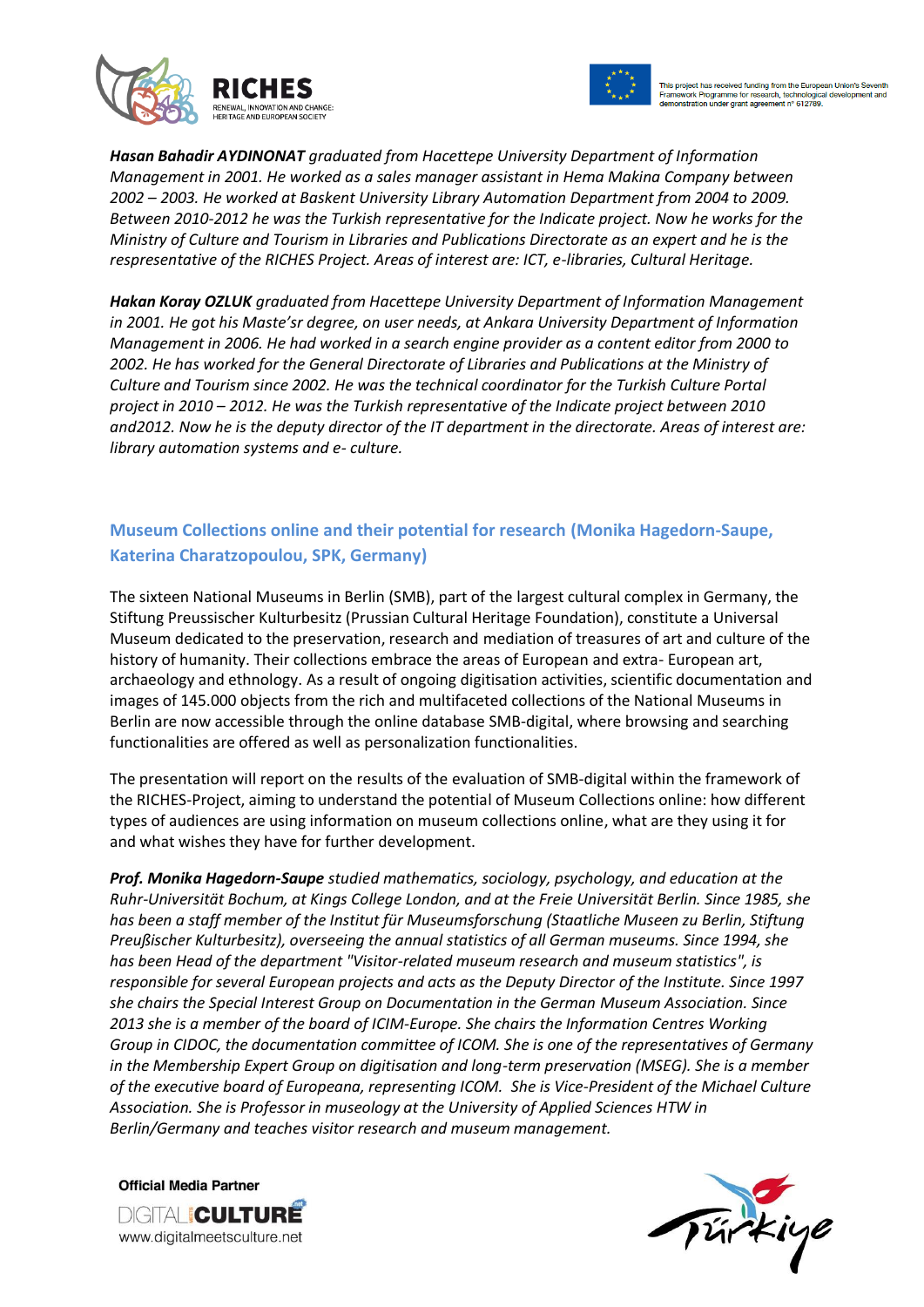***Hasan Bahadir AYDINONAT** graduated from Hacettepe University Department of Information Management in 2001. He worked as a sales manager assistant in Hema Makina Company between 2002 – 2003. He worked at Baskent University Library Automation Department from 2004 to 2009. Between 2010-2012 he was the Turkish representative for the Indicate project. Now he works for the Ministry of Culture and Tourism in Libraries and Publications Directorate as an expert and he is the respresentative of the RICHES Project. Areas of interest are: ICT, e-libraries, Cultural Heritage.*

***Hakan Koray OZLUK** graduated from Hacettepe University Department of Information Management in 2001. He got his Maste'sr degree, on user needs, at Ankara University Department of Information Management in 2006. He had worked in a search engine provider as a content editor from 2000 to 2002. He has worked for the General Directorate of Libraries and Publications at the Ministry of Culture and Tourism since 2002. He was the technical coordinator for the Turkish Culture Portal project in 2010 – 2012. He was the Turkish representative of the Indicate project between 2010 and2012. Now he is the deputy director of the IT department in the directorate. Areas of interest are: library automation systems and e- culture.*

## Museum Collections online and their potential for research (Monika Hagedorn-Saupe, Katerina Charatzopoulou, SPK, Germany)

The sixteen National Museums in Berlin (SMB), part of the largest cultural complex in Germany, the Stiftung Preussischer Kulturbesitz (Prussian Cultural Heritage Foundation), constitute a Universal Museum dedicated to the preservation, research and mediation of treasures of art and culture of the history of humanity. Their collections embrace the areas of European and extra- European art, archaeology and ethnology. As a result of ongoing digitisation activities, scientific documentation and images of 145.000 objects from the rich and multifaceted collections of the National Museums in Berlin are now accessible through the online database SMB-digital, where browsing and searching functionalities are offered as well as personalization functionalities.

The presentation will report on the results of the evaluation of SMB-digital within the framework of the RICHES-Project, aiming to understand the potential of Museum Collections online: how different types of audiences are using information on museum collections online, what are they using it for and what wishes they have for further development.

***Prof. Monika Hagedorn-Saupe** studied mathematics, sociology, psychology, and education at the Ruhr-Universität Bochum, at Kings College London, and at the Freie Universität Berlin. Since 1985, she has been a staff member of the Institut für Museumsforschung (Staatliche Museen zu Berlin, Stiftung Preußischer Kulturbesitz), overseeing the annual statistics of all German museums. Since 1994, she has been Head of the department "Visitor-related museum research and museum statistics", is responsible for several European projects and acts as the Deputy Director of the Institute. Since 1997 she chairs the Special Interest Group on Documentation in the German Museum Association. Since 2013 she is a member of the board of ICIM-Europe. She chairs the Information Centres Working Group in CIDOC, the documentation committee of ICOM. She is one of the representatives of Germany in the Membership Expert Group on digitisation and long-term preservation (MSEG). She is a member of the executive board of Europeana, representing ICOM. She is Vice-President of the Michael Culture Association. She is Professor in museology at the University of Applied Sciences HTW in Berlin/Germany and teaches visitor research and museum management.*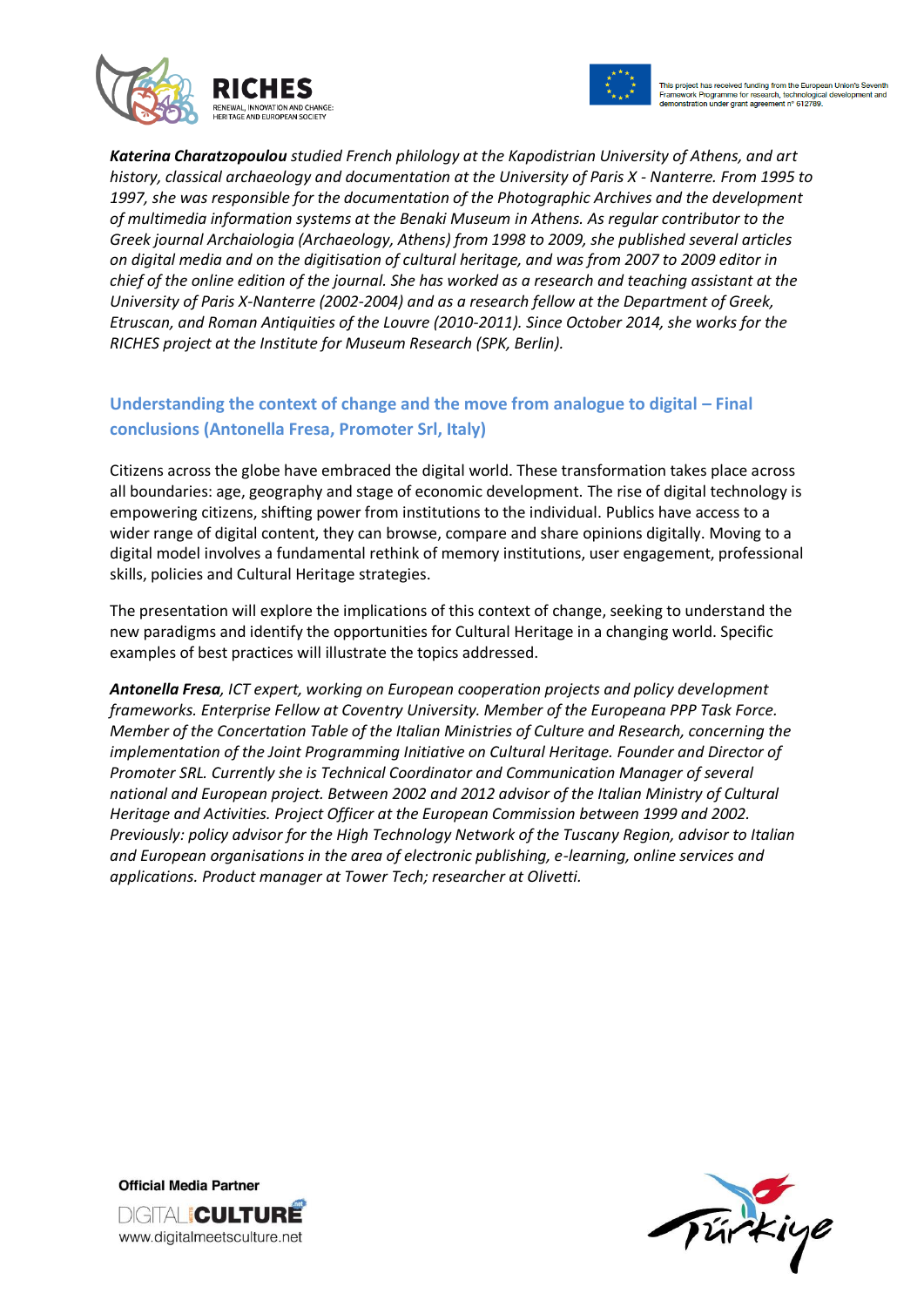***Katerina Charatzopoulou** studied French philology at the Kapodistrian University of Athens, and art history, classical archaeology and documentation at the University of Paris X - Nanterre. From 1995 to 1997, she was responsible for the documentation of the Photographic Archives and the development of multimedia information systems at the Benaki Museum in Athens. As regular contributor to the Greek journal Archaiologia (Archaeology, Athens) from 1998 to 2009, she published several articles on digital media and on the digitisation of cultural heritage, and was from 2007 to 2009 editor in chief of the online edition of the journal. She has worked as a research and teaching assistant at the University of Paris X-Nanterre (2002-2004) and as a research fellow at the Department of Greek, Etruscan, and Roman Antiquities of the Louvre (2010-2011). Since October 2014, she works for the RICHES project at the Institute for Museum Research (SPK, Berlin).*

## Understanding the context of change and the move from analogue to digital – Final conclusions (Antonella Fresa, Promoter Srl, Italy)

Citizens across the globe have embraced the digital world. These transformation takes place across all boundaries: age, geography and stage of economic development. The rise of digital technology is empowering citizens, shifting power from institutions to the individual. Publics have access to a wider range of digital content, they can browse, compare and share opinions digitally. Moving to a digital model involves a fundamental rethink of memory institutions, user engagement, professional skills, policies and Cultural Heritage strategies.

The presentation will explore the implications of this context of change, seeking to understand the new paradigms and identify the opportunities for Cultural Heritage in a changing world. Specific examples of best practices will illustrate the topics addressed.

***Antonella Fresa**, ICT expert, working on European cooperation projects and policy development frameworks. Enterprise Fellow at Coventry University. Member of the Europeana PPP Task Force. Member of the Concertation Table of the Italian Ministries of Culture and Research, concerning the implementation of the Joint Programming Initiative on Cultural Heritage. Founder and Director of Promoter SRL. Currently she is Technical Coordinator and Communication Manager of several national and European project. Between 2002 and 2012 advisor of the Italian Ministry of Cultural Heritage and Activities. Project Officer at the European Commission between 1999 and 2002. Previously: policy advisor for the High Technology Network of the Tuscany Region, advisor to Italian and European organisations in the area of electronic publishing, e-learning, online services and applications. Product manager at Tower Tech; researcher at Olivetti.*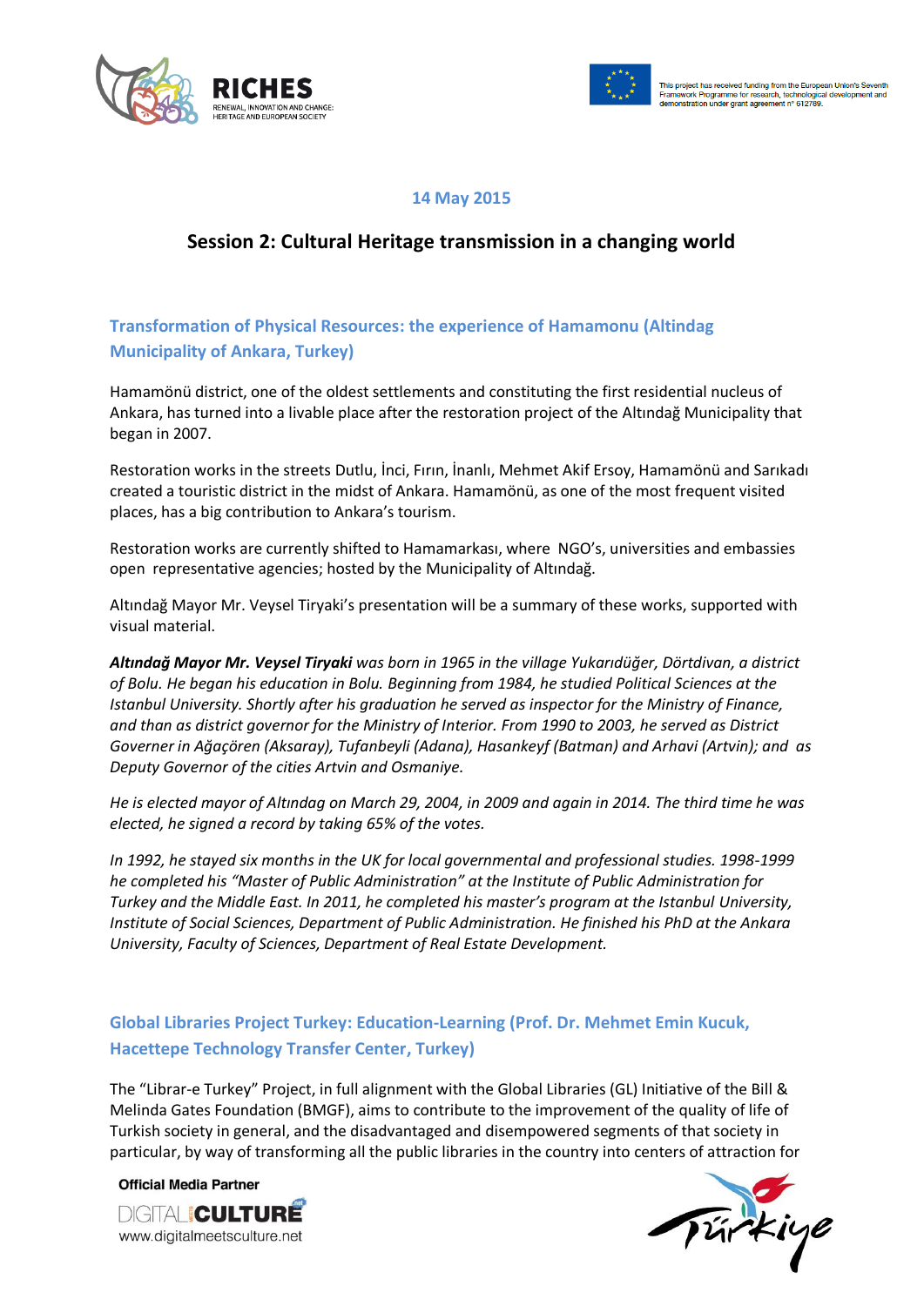14 May 2015

## Session 2: Cultural Heritage transmission in a changing world

### Transformation of Physical Resources: the experience of Hamamonu (Altindag Municipality of Ankara, Turkey)

Hamamönü district, one of the oldest settlements and constituting the first residential nucleus of Ankara, has turned into a livable place after the restoration project of the Altındağ Municipality that began in 2007.

Restoration works in the streets Dutlu, İnci, Fırın, İnanlı, Mehmet Akif Ersoy, Hamamönü and Sarıkadı created a touristic district in the midst of Ankara. Hamamönü, as one of the most frequent visited places, has a big contribution to Ankara's tourism.

Restoration works are currently shifted to Hamamarkası, where NGO's, universities and embassies open representative agencies; hosted by the Municipality of Altındağ.

Altındağ Mayor Mr. Veysel Tiryaki's presentation will be a summary of these works, supported with visual material.

***Altındağ Mayor Mr. Veysel Tiryaki*** *was born in 1965 in the village Yukarıdüğer, Dörtdivan, a district of Bolu. He began his education in Bolu. Beginning from 1984, he studied Political Sciences at the Istanbul University. Shortly after his graduation he served as inspector for the Ministry of Finance, and than as district governor for the Ministry of Interior. From 1990 to 2003, he served as District Governer in Ağaçören (Aksaray), Tufanbeyli (Adana), Hasankeyf (Batman) and Arhavi (Artvin); and as Deputy Governor of the cities Artvin and Osmaniye.*

*He is elected mayor of Altındag on March 29, 2004, in 2009 and again in 2014. The third time he was elected, he signed a record by taking 65% of the votes.*

*In 1992, he stayed six months in the UK for local governmental and professional studies. 1998-1999 he completed his "Master of Public Administration" at the Institute of Public Administration for Turkey and the Middle East. In 2011, he completed his master's program at the Istanbul University, Institute of Social Sciences, Department of Public Administration. He finished his PhD at the Ankara University, Faculty of Sciences, Department of Real Estate Development.*

### Global Libraries Project Turkey: Education-Learning (Prof. Dr. Mehmet Emin Kucuk, Hacettepe Technology Transfer Center, Turkey)

The "Librar-e Turkey" Project, in full alignment with the Global Libraries (GL) Initiative of the Bill & Melinda Gates Foundation (BMGF), aims to contribute to the improvement of the quality of life of Turkish society in general, and the disadvantaged and disempowered segments of that society in particular, by way of transforming all the public libraries in the country into centers of attraction for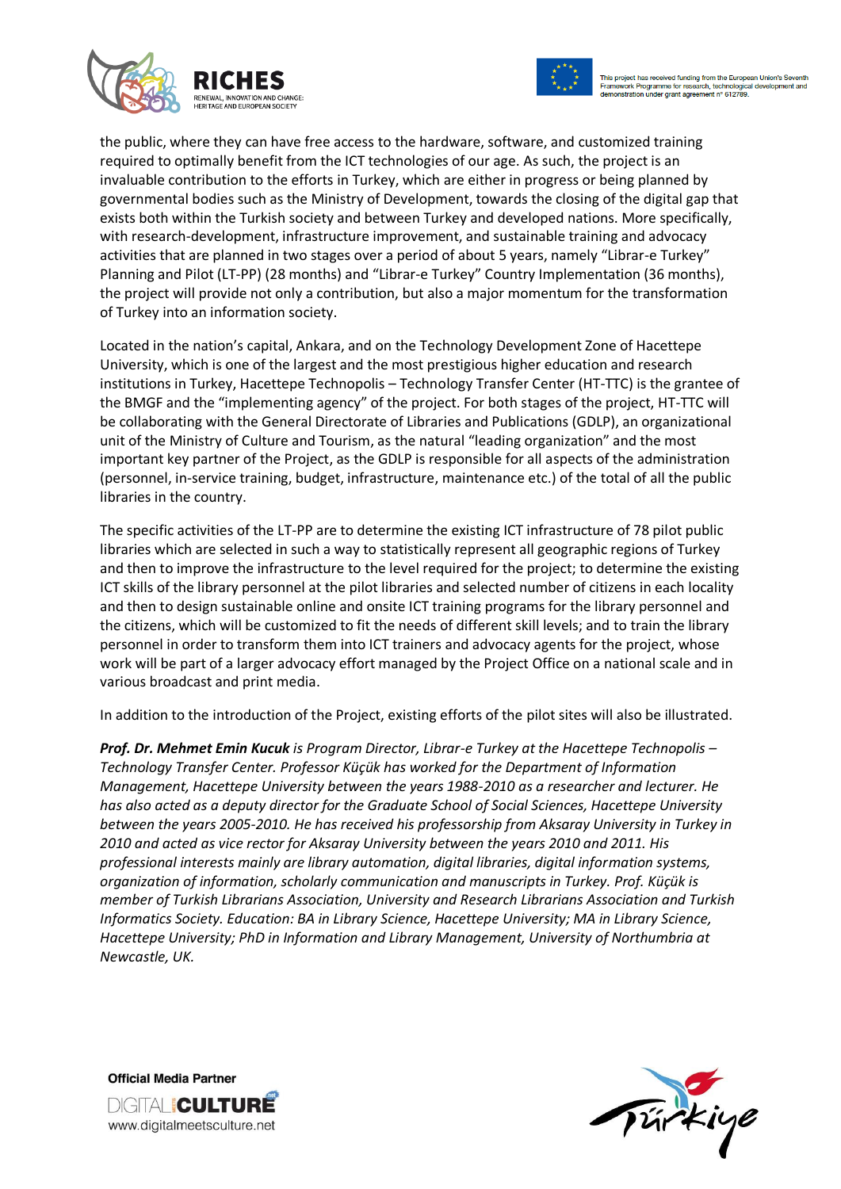the public, where they can have free access to the hardware, software, and customized training required to optimally benefit from the ICT technologies of our age. As such, the project is an invaluable contribution to the efforts in Turkey, which are either in progress or being planned by governmental bodies such as the Ministry of Development, towards the closing of the digital gap that exists both within the Turkish society and between Turkey and developed nations. More specifically, with research-development, infrastructure improvement, and sustainable training and advocacy activities that are planned in two stages over a period of about 5 years, namely "Librar-e Turkey" Planning and Pilot (LT-PP) (28 months) and "Librar-e Turkey" Country Implementation (36 months), the project will provide not only a contribution, but also a major momentum for the transformation of Turkey into an information society.

Located in the nation's capital, Ankara, and on the Technology Development Zone of Hacettepe University, which is one of the largest and the most prestigious higher education and research institutions in Turkey, Hacettepe Technopolis – Technology Transfer Center (HT-TTC) is the grantee of the BMGF and the "implementing agency" of the project. For both stages of the project, HT-TTC will be collaborating with the General Directorate of Libraries and Publications (GDLP), an organizational unit of the Ministry of Culture and Tourism, as the natural "leading organization" and the most important key partner of the Project, as the GDLP is responsible for all aspects of the administration (personnel, in-service training, budget, infrastructure, maintenance etc.) of the total of all the public libraries in the country.

The specific activities of the LT-PP are to determine the existing ICT infrastructure of 78 pilot public libraries which are selected in such a way to statistically represent all geographic regions of Turkey and then to improve the infrastructure to the level required for the project; to determine the existing ICT skills of the library personnel at the pilot libraries and selected number of citizens in each locality and then to design sustainable online and onsite ICT training programs for the library personnel and the citizens, which will be customized to fit the needs of different skill levels; and to train the library personnel in order to transform them into ICT trainers and advocacy agents for the project, whose work will be part of a larger advocacy effort managed by the Project Office on a national scale and in various broadcast and print media.

In addition to the introduction of the Project, existing efforts of the pilot sites will also be illustrated.

***Prof. Dr. Mehmet Emin Kucuk*** *is Program Director, Librar-e Turkey at the Hacettepe Technopolis – Technology Transfer Center. Professor Küçük has worked for the Department of Information Management, Hacettepe University between the years 1988-2010 as a researcher and lecturer. He has also acted as a deputy director for the Graduate School of Social Sciences, Hacettepe University between the years 2005-2010. He has received his professorship from Aksaray University in Turkey in 2010 and acted as vice rector for Aksaray University between the years 2010 and 2011. His professional interests mainly are library automation, digital libraries, digital information systems, organization of information, scholarly communication and manuscripts in Turkey. Prof. Küçük is member of Turkish Librarians Association, University and Research Librarians Association and Turkish Informatics Society. Education: BA in Library Science, Hacettepe University; MA in Library Science, Hacettepe University; PhD in Information and Library Management, University of Northumbria at Newcastle, UK.*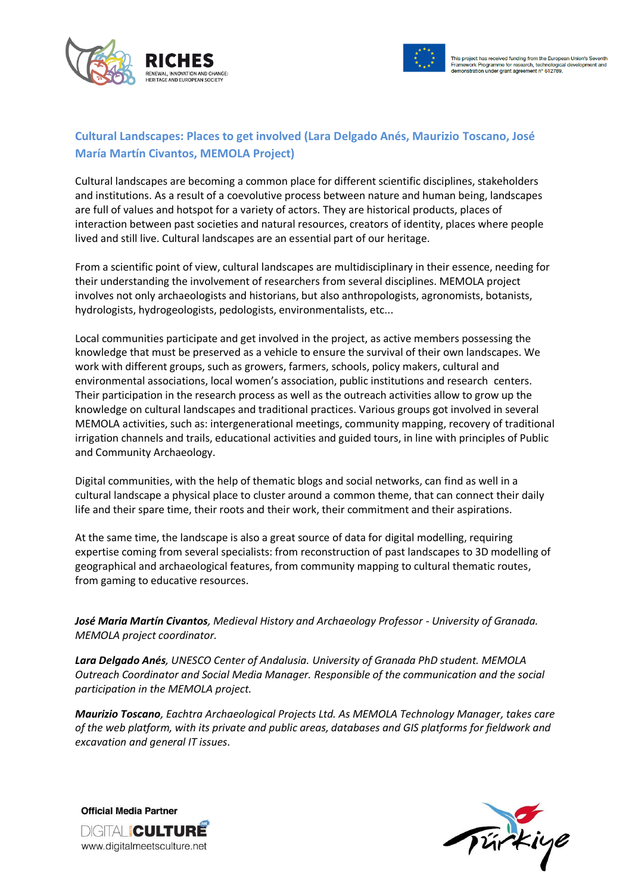## Cultural Landscapes: Places to get involved (Lara Delgado Anés, Maurizio Toscano, José María Martín Civantos, MEMOLA Project)

Cultural landscapes are becoming a common place for different scientific disciplines, stakeholders and institutions. As a result of a coevolutive process between nature and human being, landscapes are full of values and hotspot for a variety of actors. They are historical products, places of interaction between past societies and natural resources, creators of identity, places where people lived and still live. Cultural landscapes are an essential part of our heritage.

From a scientific point of view, cultural landscapes are multidisciplinary in their essence, needing for their understanding the involvement of researchers from several disciplines. MEMOLA project involves not only archaeologists and historians, but also anthropologists, agronomists, botanists, hydrologists, hydrogeologists, pedologists, environmentalists, etc...

Local communities participate and get involved in the project, as active members possessing the knowledge that must be preserved as a vehicle to ensure the survival of their own landscapes. We work with different groups, such as growers, farmers, schools, policy makers, cultural and environmental associations, local women's association, public institutions and research centers. Their participation in the research process as well as the outreach activities allow to grow up the knowledge on cultural landscapes and traditional practices. Various groups got involved in several MEMOLA activities, such as: intergenerational meetings, community mapping, recovery of traditional irrigation channels and trails, educational activities and guided tours, in line with principles of Public and Community Archaeology.

Digital communities, with the help of thematic blogs and social networks, can find as well in a cultural landscape a physical place to cluster around a common theme, that can connect their daily life and their spare time, their roots and their work, their commitment and their aspirations.

At the same time, the landscape is also a great source of data for digital modelling, requiring expertise coming from several specialists: from reconstruction of past landscapes to 3D modelling of geographical and archaeological features, from community mapping to cultural thematic routes, from gaming to educative resources.

***José Maria Martín Civantos***, *Medieval History and Archaeology Professor - University of Granada. MEMOLA project coordinator.*

***Lara Delgado Anés***, *UNESCO Center of Andalusia. University of Granada PhD student. MEMOLA Outreach Coordinator and Social Media Manager. Responsible of the communication and the social participation in the MEMOLA project.*

***Maurizio Toscano***, *Eachtra Archaeological Projects Ltd. As MEMOLA Technology Manager, takes care of the web platform, with its private and public areas, databases and GIS platforms for fieldwork and excavation and general IT issues.*